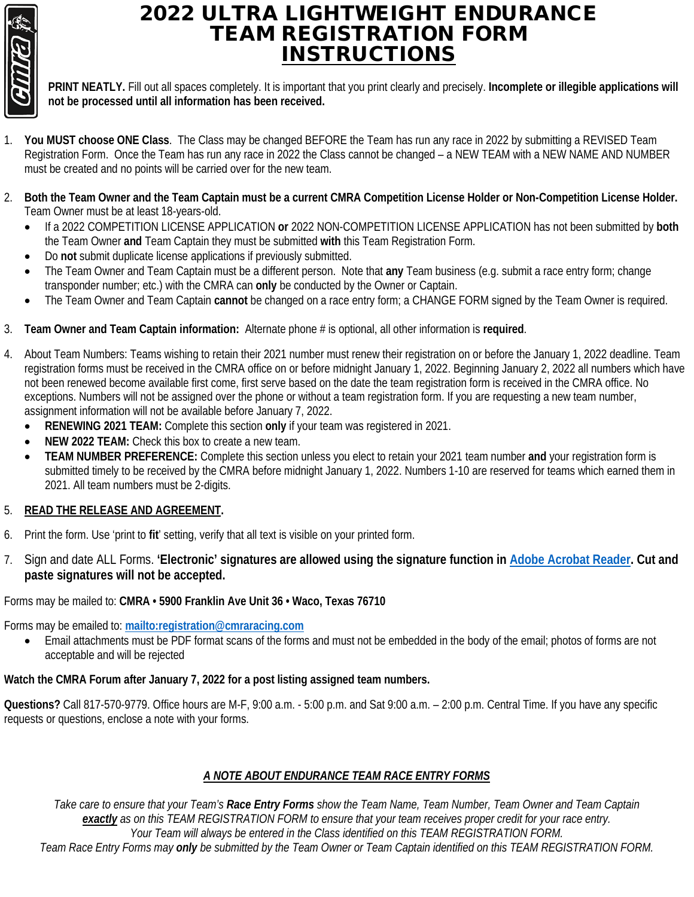# 2022 ULTRA LIGHTWEIGHT ENDURANCE TEAM REGISTRATION FORM INSTRUCTIONS

**PRINT NEATLY.** Fill out all spaces completely. It is important that you print clearly and precisely. **Incomplete or illegible applications will not be processed until all information has been received.**

1. **You MUST choose ONE Class**. The Class may be changed BEFORE the Team has run any race in 2022 by submitting a REVISED Team Registration Form. Once the Team has run any race in 2022 the Class cannot be changed – a NEW TEAM with a NEW NAME AND NUMBER must be created and no points will be carried over for the new team.

2. **Both the Team Owner and the Team Captain must be a current CMRA Competition License Holder or Non-Competition License Holder.** Team Owner must be at least 18-years-old.
   - If a 2022 COMPETITION LICENSE APPLICATION **or** 2022 NON-COMPETITION LICENSE APPLICATION has not been submitted by **both** the Team Owner **and** Team Captain they must be submitted **with** this Team Registration Form.
   - Do **not** submit duplicate license applications if previously submitted.
   - The Team Owner and Team Captain must be a different person. Note that **any** Team business (e.g. submit a race entry form; change transponder number; etc.) with the CMRA can **only** be conducted by the Owner or Captain.
   - The Team Owner and Team Captain **cannot** be changed on a race entry form; a CHANGE FORM signed by the Team Owner is required.

3. **Team Owner and Team Captain information:** Alternate phone # is optional, all other information is **required**.

4. About Team Numbers: Teams wishing to retain their 2021 number must renew their registration on or before the January 1, 2022 deadline. Team registration forms must be received in the CMRA office on or before midnight January 1, 2022. Beginning January 2, 2022 all numbers which have not been renewed become available first come, first serve based on the date the team registration form is received in the CMRA office. No exceptions. Numbers will not be assigned over the phone or without a team registration form. If you are requesting a new team number, assignment information will not be available before January 7, 2022.
   - **RENEWING 2021 TEAM:** Complete this section **only** if your team was registered in 2021.
   - **NEW 2022 TEAM:** Check this box to create a new team.
   - **TEAM NUMBER PREFERENCE:** Complete this section unless you elect to retain your 2021 team number **and** your registration form is submitted timely to be received by the CMRA before midnight January 1, 2022. Numbers 1-10 are reserved for teams which earned them in 2021. All team numbers must be 2-digits.

5. **READ THE RELEASE AND AGREEMENT.**

6. Print the form. Use 'print to **fit**' setting, verify that all text is visible on your printed form.

7. Sign and date ALL Forms. **'Electronic' signatures are allowed using the signature function in Adobe Acrobat Reader. Cut and paste signatures will not be accepted.**

Forms may be mailed to: **CMRA • 5900 Franklin Ave Unit 36 • Waco, Texas 76710**

Forms may be emailed to: **mailto:registration@cmraracing.com**

- Email attachments must be PDF format scans of the forms and must not be embedded in the body of the email; photos of forms are not acceptable and will be rejected

**Watch the CMRA Forum after January 7, 2022 for a post listing assigned team numbers.**

**Questions?** Call 817-570-9779. Office hours are M-F, 9:00 a.m. - 5:00 p.m. and Sat 9:00 a.m. – 2:00 p.m. Central Time. If you have any specific requests or questions, enclose a note with your forms.

***A NOTE ABOUT ENDURANCE TEAM RACE ENTRY FORMS***

*Take care to ensure that your Team's **Race Entry Forms** show the Team Name, Team Number, Team Owner and Team Captain **exactly** as on this TEAM REGISTRATION FORM to ensure that your team receives proper credit for your race entry.*
*Your Team will always be entered in the Class identified on this TEAM REGISTRATION FORM.*
*Team Race Entry Forms may **only** be submitted by the Team Owner or Team Captain identified on this TEAM REGISTRATION FORM.*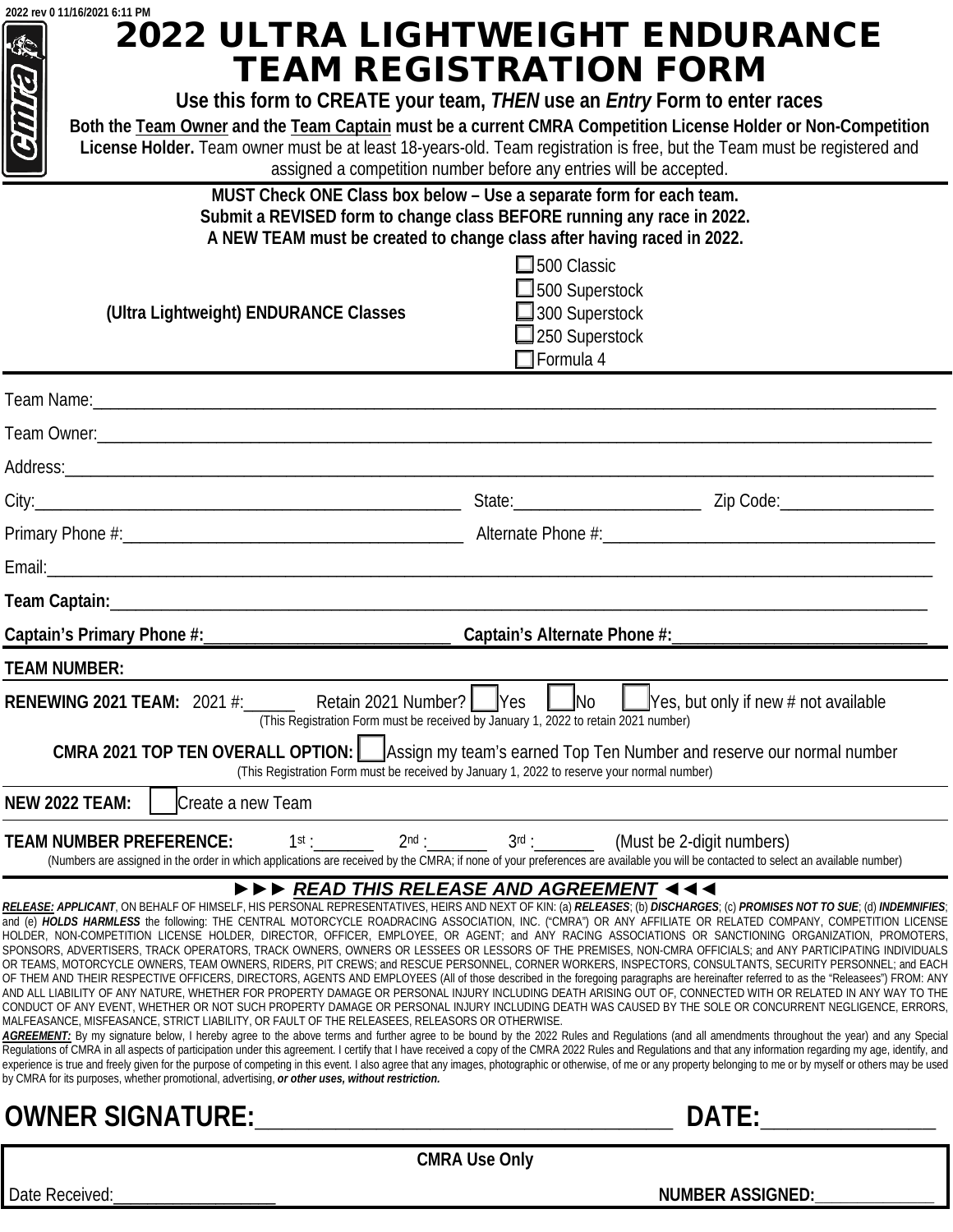2022 rev 0 11/16/2021 6:11 PM

# 2022 ULTRA LIGHTWEIGHT ENDURANCE TEAM REGISTRATION FORM

**Use this form to CREATE your team, *THEN* use an *Entry* Form to enter races**

**Both the Team Owner and the Team Captain must be a current CMRA Competition License Holder or Non-Competition License Holder.** Team owner must be at least 18-years-old. Team registration is free, but the Team must be registered and assigned a competition number before any entries will be accepted.

**MUST Check ONE Class box below – Use a separate form for each team.**
**Submit a REVISED form to change class BEFORE running any race in 2022.**
**A NEW TEAM must be created to change class after having raced in 2022.**

**(Ultra Lightweight) ENDURANCE Classes**

- ☐ 500 Classic
- ☐ 500 Superstock
- ☐ 300 Superstock
- ☐ 250 Superstock
- ☐ Formula 4

Team Name:______________________________

Team Owner:______________________________

Address:______________________________

City:____________________ State:____________ Zip Code:____________

Primary Phone #:____________________ Alternate Phone #:____________________

Email:______________________________

**Team Captain:**______________________________

**Captain's Primary Phone #:**____________________ **Captain's Alternate Phone #:**____________________

**TEAM NUMBER:**

**RENEWING 2021 TEAM:** 2021 #:______ Retain 2021 Number? ☐ Yes ☐ No ☐ Yes, but only if new # not available
(This Registration Form must be received by January 1, 2022 to retain 2021 number)

**CMRA 2021 TOP TEN OVERALL OPTION:** ☐ Assign my team's earned Top Ten Number and reserve our normal number
(This Registration Form must be received by January 1, 2022 to reserve your normal number)

**NEW 2022 TEAM:** ☐ Create a new Team

**TEAM NUMBER PREFERENCE:** 1st :_______ 2nd :_______ 3rd :_______ (Must be 2-digit numbers)
(Numbers are assigned in the order in which applications are received by the CMRA; if none of your preferences are available you will be contacted to select an available number)

## ►►► *READ THIS RELEASE AND AGREEMENT* ◄◄◄

***RELEASE:* *APPLICANT***, ON BEHALF OF HIMSELF, HIS PERSONAL REPRESENTATIVES, HEIRS AND NEXT OF KIN: (a) ***RELEASES***; (b) ***DISCHARGES***; (c) ***PROMISES NOT TO SUE***; (d) ***INDEMNIFIES***; and (e) ***HOLDS HARMLESS*** the following: THE CENTRAL MOTORCYCLE ROADRACING ASSOCIATION, INC. ("CMRA") OR ANY AFFILIATE OR RELATED COMPANY, COMPETITION LICENSE HOLDER, NON-COMPETITION LICENSE HOLDER, DIRECTOR, OFFICER, EMPLOYEE, OR AGENT; and ANY RACING ASSOCIATIONS OR SANCTIONING ORGANIZATION, PROMOTERS, SPONSORS, ADVERTISERS, TRACK OPERATORS, TRACK OWNERS, OWNERS OR LESSEES OR LESSORS OF THE PREMISES, NON-CMRA OFFICIALS; and ANY PARTICIPATING INDIVIDUALS OR TEAMS, MOTORCYCLE OWNERS, TEAM OWNERS, RIDERS, PIT CREWS; and RESCUE PERSONNEL, CORNER WORKERS, INSPECTORS, CONSULTANTS, SECURITY PERSONNEL; and EACH OF THEM AND THEIR RESPECTIVE OFFICERS, DIRECTORS, AGENTS AND EMPLOYEES (All of those described in the foregoing paragraphs are hereinafter referred to as the "Releasees") FROM: ANY AND ALL LIABILITY OF ANY NATURE, WHETHER FOR PROPERTY DAMAGE OR PERSONAL INJURY INCLUDING DEATH ARISING OUT OF, CONNECTED WITH OR RELATED IN ANY WAY TO THE CONDUCT OF ANY EVENT, WHETHER OR NOT SUCH PROPERTY DAMAGE OR PERSONAL INJURY INCLUDING DEATH WAS CAUSED BY THE SOLE OR CONCURRENT NEGLIGENCE, ERRORS, MALFEASANCE, MISFEASANCE, STRICT LIABILITY, OR FAULT OF THE RELEASEES, RELEASORS OR OTHERWISE.

***AGREEMENT:*** By my signature below, I hereby agree to the above terms and further agree to be bound by the 2022 Rules and Regulations (and all amendments throughout the year) and any Special Regulations of CMRA in all aspects of participation under this agreement. I certify that I have received a copy of the CMRA 2022 Rules and Regulations and that any information regarding my age, identify, and experience is true and freely given for the purpose of competing in this event. I also agree that any images, photographic or otherwise, of me or any property belonging to me or by myself or others may be used by CMRA for its purposes, whether promotional, advertising, ***or other uses, without restriction.***

**OWNER SIGNATURE:**____________________ **DATE:**____________

**CMRA Use Only**

Date Received:____________ **NUMBER ASSIGNED:**____________